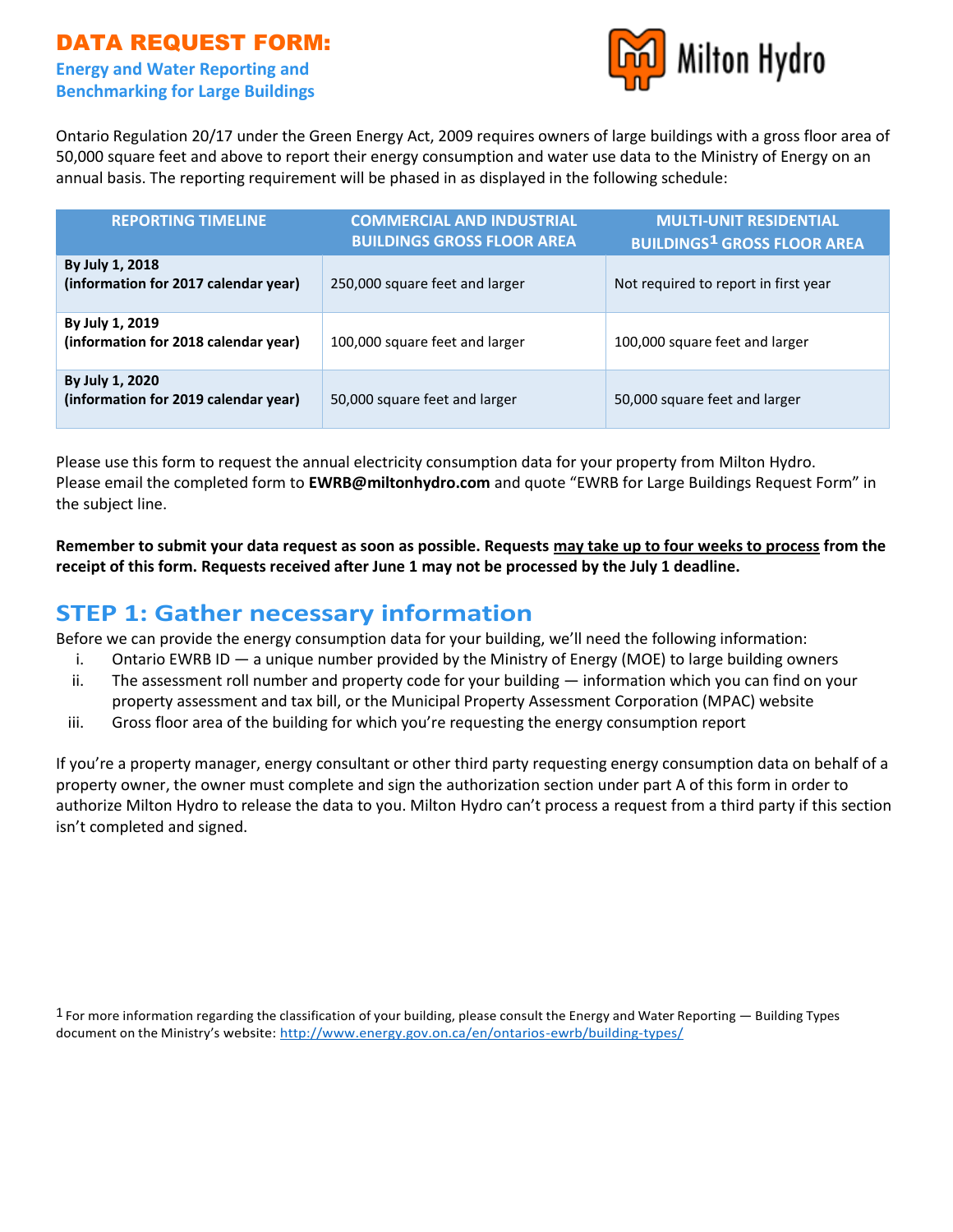# DATA REQUEST FORM:

## Energy and Water Reporting and Benchmarking for Large Buildings

Milton Hydro

Ontario Regulation 20/17 under the Green Energy Act, 2009 requires owners of large buildings with a gross floor area of 50,000 square feet and above to report their energy consumption and water use data to the Ministry of Energy on an annual basis. The reporting requirement will be phased in as displayed in the following schedule:

| REPORTING TIMELINE | COMMERCIAL AND INDUSTRIAL BUILDINGS GROSS FLOOR AREA | MULTI-UNIT RESIDENTIAL BUILDINGS[1] GROSS FLOOR AREA |
|---|---|---|
| **By July 1, 2018 (information for 2017 calendar year)** | 250,000 square feet and larger | Not required to report in first year |
| **By July 1, 2019 (information for 2018 calendar year)** | 100,000 square feet and larger | 100,000 square feet and larger |
| **By July 1, 2020 (information for 2019 calendar year)** | 50,000 square feet and larger | 50,000 square feet and larger |

Please use this form to request the annual electricity consumption data for your property from Milton Hydro. Please email the completed form to **EWRB@miltonhydro.com** and quote "EWRB for Large Buildings Request Form" in the subject line.

**Remember to submit your data request as soon as possible. Requests may take up to four weeks to process from the receipt of this form. Requests received after June 1 may not be processed by the July 1 deadline.**

## STEP 1: Gather necessary information

Before we can provide the energy consumption data for your building, we'll need the following information:

i. Ontario EWRB ID — a unique number provided by the Ministry of Energy (MOE) to large building owners
ii. The assessment roll number and property code for your building — information which you can find on your property assessment and tax bill, or the Municipal Property Assessment Corporation (MPAC) website
iii. Gross floor area of the building for which you're requesting the energy consumption report

If you're a property manager, energy consultant or other third party requesting energy consumption data on behalf of a property owner, the owner must complete and sign the authorization section under part A of this form in order to authorize Milton Hydro to release the data to you. Milton Hydro can't process a request from a third party if this section isn't completed and signed.

[1] For more information regarding the classification of your building, please consult the Energy and Water Reporting — Building Types document on the Ministry's website: http://www.energy.gov.on.ca/en/ontarios-ewrb/building-types/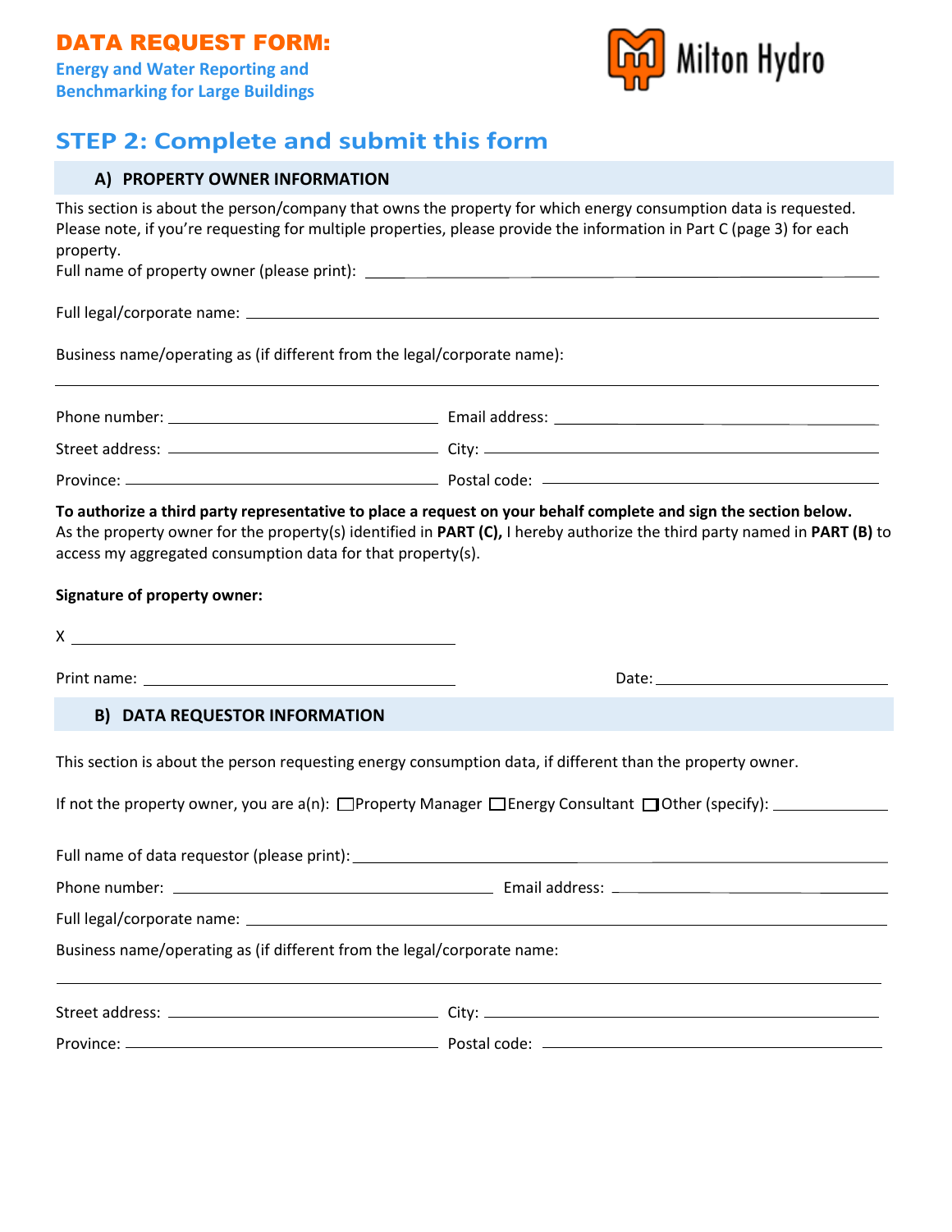# DATA REQUEST FORM:

**Energy and Water Reporting and Benchmarking for Large Buildings**

Milton Hydro

## STEP 2: Complete and submit this form

### A) PROPERTY OWNER INFORMATION

This section is about the person/company that owns the property for which energy consumption data is requested. Please note, if you're requesting for multiple properties, please provide the information in Part C (page 3) for each property.

Full name of property owner (please print): \_\_\_\_\_\_\_\_\_\_\_\_\_\_\_\_\_\_\_\_\_\_\_\_\_\_\_\_\_\_\_\_

Full legal/corporate name: \_\_\_\_\_\_\_\_\_\_\_\_\_\_\_\_\_\_\_\_\_\_\_\_\_\_\_\_\_\_\_\_

Business name/operating as (if different from the legal/corporate name):

\_\_\_\_\_\_\_\_\_\_\_\_\_\_\_\_\_\_\_\_\_\_\_\_\_\_\_\_\_\_\_\_

Phone number: \_\_\_\_\_\_\_\_\_\_\_\_\_\_\_\_ Email address: \_\_\_\_\_\_\_\_\_\_\_\_\_\_\_\_

Street address: \_\_\_\_\_\_\_\_\_\_\_\_\_\_\_\_ City: \_\_\_\_\_\_\_\_\_\_\_\_\_\_\_\_

Province: \_\_\_\_\_\_\_\_\_\_\_\_\_\_\_\_ Postal code: \_\_\_\_\_\_\_\_\_\_\_\_\_\_\_\_

**To authorize a third party representative to place a request on your behalf complete and sign the section below.**
As the property owner for the property(s) identified in **PART (C),** I hereby authorize the third party named in **PART (B)** to access my aggregated consumption data for that property(s).

**Signature of property owner:**

X \_\_\_\_\_\_\_\_\_\_\_\_\_\_\_\_\_\_\_\_\_\_\_\_\_\_\_\_\_\_\_\_

Print name: \_\_\_\_\_\_\_\_\_\_\_\_\_\_\_\_ Date: \_\_\_\_\_\_\_\_\_\_\_\_\_\_\_\_

### B) DATA REQUESTOR INFORMATION

This section is about the person requesting energy consumption data, if different than the property owner.

If not the property owner, you are a(n): ☐ Property Manager ☐ Energy Consultant ☐ Other (specify): \_\_\_\_\_\_\_\_\_\_\_\_

Full name of data requestor (please print): \_\_\_\_\_\_\_\_\_\_\_\_\_\_\_\_\_\_\_\_\_\_\_\_\_\_\_\_\_\_\_\_

Phone number: \_\_\_\_\_\_\_\_\_\_\_\_\_\_\_\_ Email address: \_\_\_\_\_\_\_\_\_\_\_\_\_\_\_\_

Full legal/corporate name: \_\_\_\_\_\_\_\_\_\_\_\_\_\_\_\_\_\_\_\_\_\_\_\_\_\_\_\_\_\_\_\_

Business name/operating as (if different from the legal/corporate name:

\_\_\_\_\_\_\_\_\_\_\_\_\_\_\_\_\_\_\_\_\_\_\_\_\_\_\_\_\_\_\_\_

Street address: \_\_\_\_\_\_\_\_\_\_\_\_\_\_\_\_ City: \_\_\_\_\_\_\_\_\_\_\_\_\_\_\_\_

Province: \_\_\_\_\_\_\_\_\_\_\_\_\_\_\_\_ Postal code: \_\_\_\_\_\_\_\_\_\_\_\_\_\_\_\_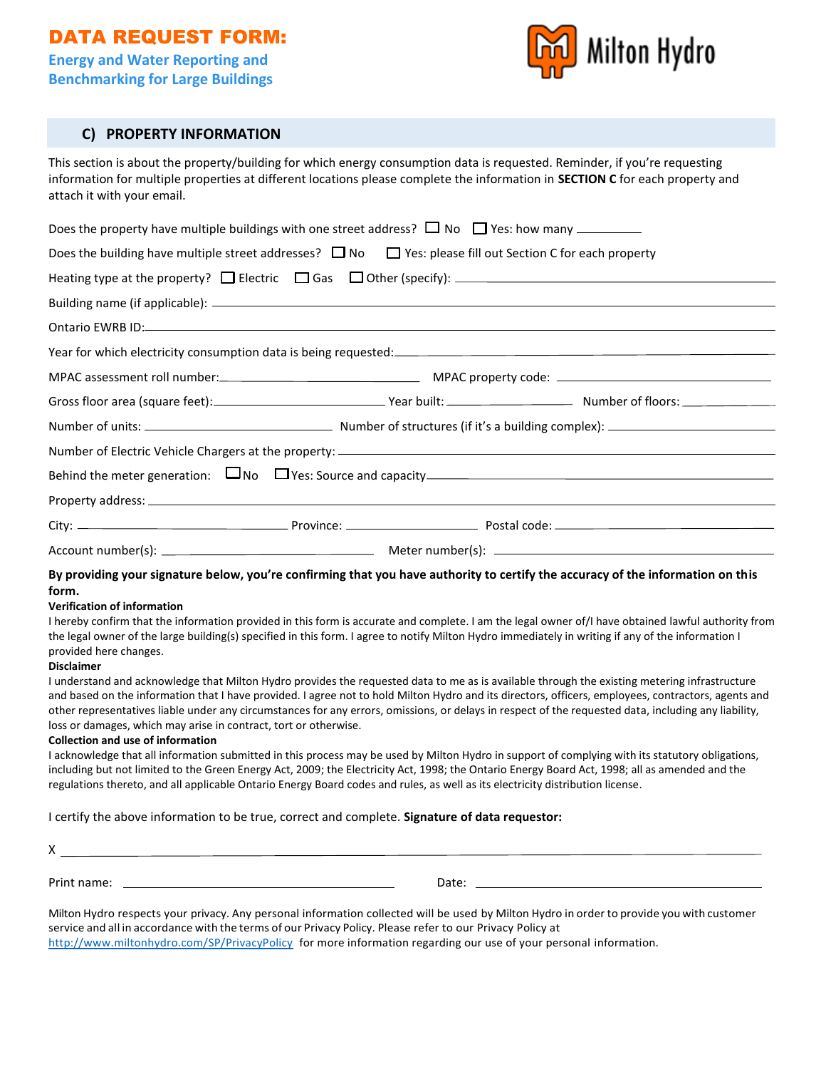# DATA REQUEST FORM:

**Energy and Water Reporting and Benchmarking for Large Buildings**

Milton Hydro

## C) PROPERTY INFORMATION

This section is about the property/building for which energy consumption data is requested. Reminder, if you're requesting information for multiple properties at different locations please complete the information in **SECTION C** for each property and attach it with your email.

Does the property have multiple buildings with one street address? ☐ No ☐ Yes: how many ________

Does the building have multiple street addresses? ☐ No ☐ Yes: please fill out Section C for each property

Heating type at the property? ☐ Electric ☐ Gas ☐ Other (specify): ________

Building name (if applicable): ________

Ontario EWRB ID: ________

Year for which electricity consumption data is being requested: ________

MPAC assessment roll number: ________ MPAC property code: ________

Gross floor area (square feet): ________ Year built: ________ Number of floors: ________

Number of units: ________ Number of structures (if it's a building complex): ________

Number of Electric Vehicle Chargers at the property: ________

Behind the meter generation: ☐ No ☐ Yes: Source and capacity ________

Property address: ________

City: ________ Province: ________ Postal code: ________

Account number(s): ________ Meter number(s): ________

**By providing your signature below, you're confirming that you have authority to certify the accuracy of the information on this form.**

**Verification of information**

I hereby confirm that the information provided in this form is accurate and complete. I am the legal owner of/I have obtained lawful authority from the legal owner of the large building(s) specified in this form. I agree to notify Milton Hydro immediately in writing if any of the information I provided here changes.

**Disclaimer**

I understand and acknowledge that Milton Hydro provides the requested data to me as is available through the existing metering infrastructure and based on the information that I have provided. I agree not to hold Milton Hydro and its directors, officers, employees, contractors, agents and other representatives liable under any circumstances for any errors, omissions, or delays in respect of the requested data, including any liability, loss or damages, which may arise in contract, tort or otherwise.

**Collection and use of information**

I acknowledge that all information submitted in this process may be used by Milton Hydro in support of complying with its statutory obligations, including but not limited to the Green Energy Act, 2009; the Electricity Act, 1998; the Ontario Energy Board Act, 1998; all as amended and the regulations thereto, and all applicable Ontario Energy Board codes and rules, as well as its electricity distribution license.

I certify the above information to be true, correct and complete. **Signature of data requestor:**

X ________

Print name: ________ Date: ________

Milton Hydro respects your privacy. Any personal information collected will be used by Milton Hydro in order to provide you with customer service and all in accordance with the terms of our Privacy Policy. Please refer to our Privacy Policy at http://www.miltonhydro.com/SP/PrivacyPolicy for more information regarding our use of your personal information.